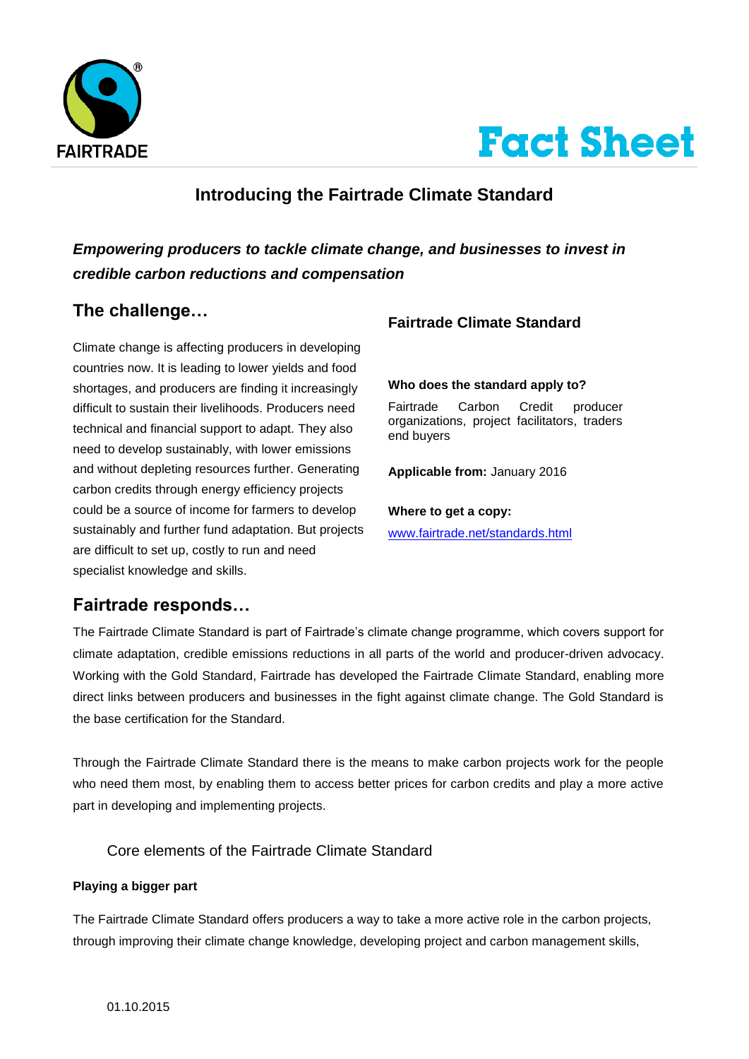# Fact Sheet

## Introducing the Fairtrade Climate Standard

***Empowering producers to tackle climate change, and businesses to invest in credible carbon reductions and compensation***

## The challenge…

Climate change is affecting producers in developing countries now. It is leading to lower yields and food shortages, and producers are finding it increasingly difficult to sustain their livelihoods. Producers need technical and financial support to adapt. They also need to develop sustainably, with lower emissions and without depleting resources further. Generating carbon credits through energy efficiency projects could be a source of income for farmers to develop sustainably and further fund adaptation. But projects are difficult to set up, costly to run and need specialist knowledge and skills.

### Fairtrade Climate Standard

**Who does the standard apply to?**

Fairtrade Carbon Credit producer organizations, project facilitators, traders end buyers

**Applicable from:** January 2016

**Where to get a copy:**

[www.fairtrade.net/standards.html](www.fairtrade.net/standards.html)

## Fairtrade responds…

The Fairtrade Climate Standard is part of Fairtrade's climate change programme, which covers support for climate adaptation, credible emissions reductions in all parts of the world and producer-driven advocacy. Working with the Gold Standard, Fairtrade has developed the Fairtrade Climate Standard, enabling more direct links between producers and businesses in the fight against climate change. The Gold Standard is the base certification for the Standard.

Through the Fairtrade Climate Standard there is the means to make carbon projects work for the people who need them most, by enabling them to access better prices for carbon credits and play a more active part in developing and implementing projects.

### Core elements of the Fairtrade Climate Standard

**Playing a bigger part**

The Fairtrade Climate Standard offers producers a way to take a more active role in the carbon projects, through improving their climate change knowledge, developing project and carbon management skills,

01.10.2015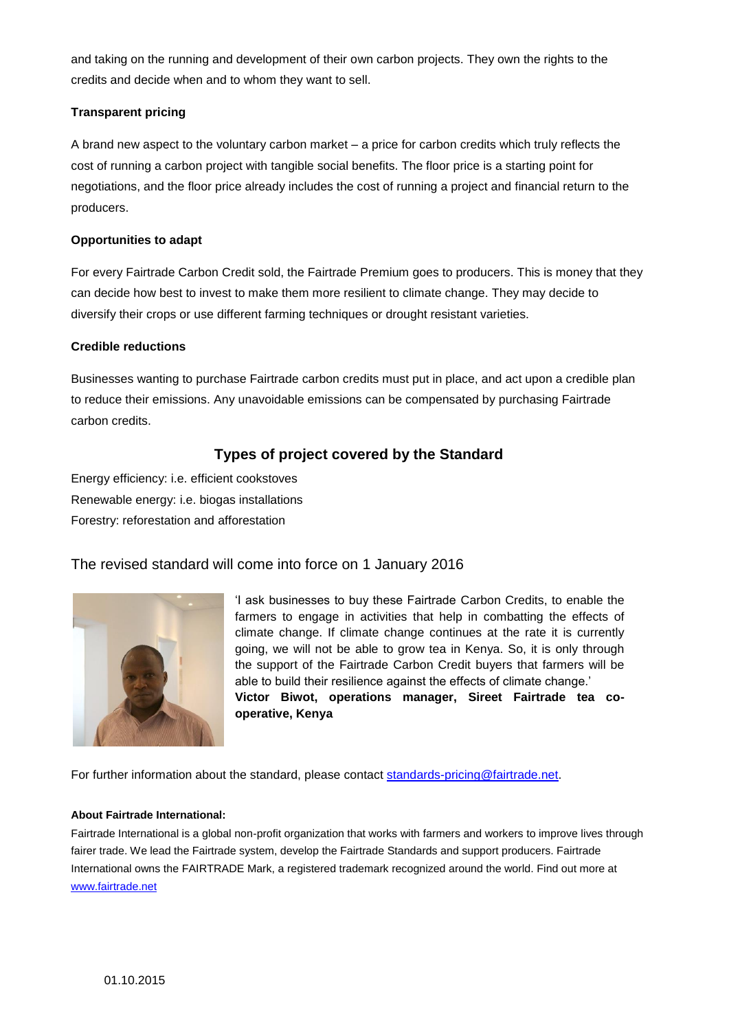and taking on the running and development of their own carbon projects. They own the rights to the credits and decide when and to whom they want to sell.

**Transparent pricing**

A brand new aspect to the voluntary carbon market – a price for carbon credits which truly reflects the cost of running a carbon project with tangible social benefits. The floor price is a starting point for negotiations, and the floor price already includes the cost of running a project and financial return to the producers.

**Opportunities to adapt**

For every Fairtrade Carbon Credit sold, the Fairtrade Premium goes to producers. This is money that they can decide how best to invest to make them more resilient to climate change. They may decide to diversify their crops or use different farming techniques or drought resistant varieties.

**Credible reductions**

Businesses wanting to purchase Fairtrade carbon credits must put in place, and act upon a credible plan to reduce their emissions. Any unavoidable emissions can be compensated by purchasing Fairtrade carbon credits.

## Types of project covered by the Standard

Energy efficiency: i.e. efficient cookstoves
Renewable energy: i.e. biogas installations
Forestry: reforestation and afforestation

### The revised standard will come into force on 1 January 2016

'I ask businesses to buy these Fairtrade Carbon Credits, to enable the farmers to engage in activities that help in combatting the effects of climate change. If climate change continues at the rate it is currently going, we will not be able to grow tea in Kenya. So, it is only through the support of the Fairtrade Carbon Credit buyers that farmers will be able to build their resilience against the effects of climate change.'
**Victor Biwot, operations manager, Sireet Fairtrade tea co-operative, Kenya**

For further information about the standard, please contact standards-pricing@fairtrade.net.

**About Fairtrade International:**

Fairtrade International is a global non-profit organization that works with farmers and workers to improve lives through fairer trade. We lead the Fairtrade system, develop the Fairtrade Standards and support producers. Fairtrade International owns the FAIRTRADE Mark, a registered trademark recognized around the world. Find out more at www.fairtrade.net

01.10.2015